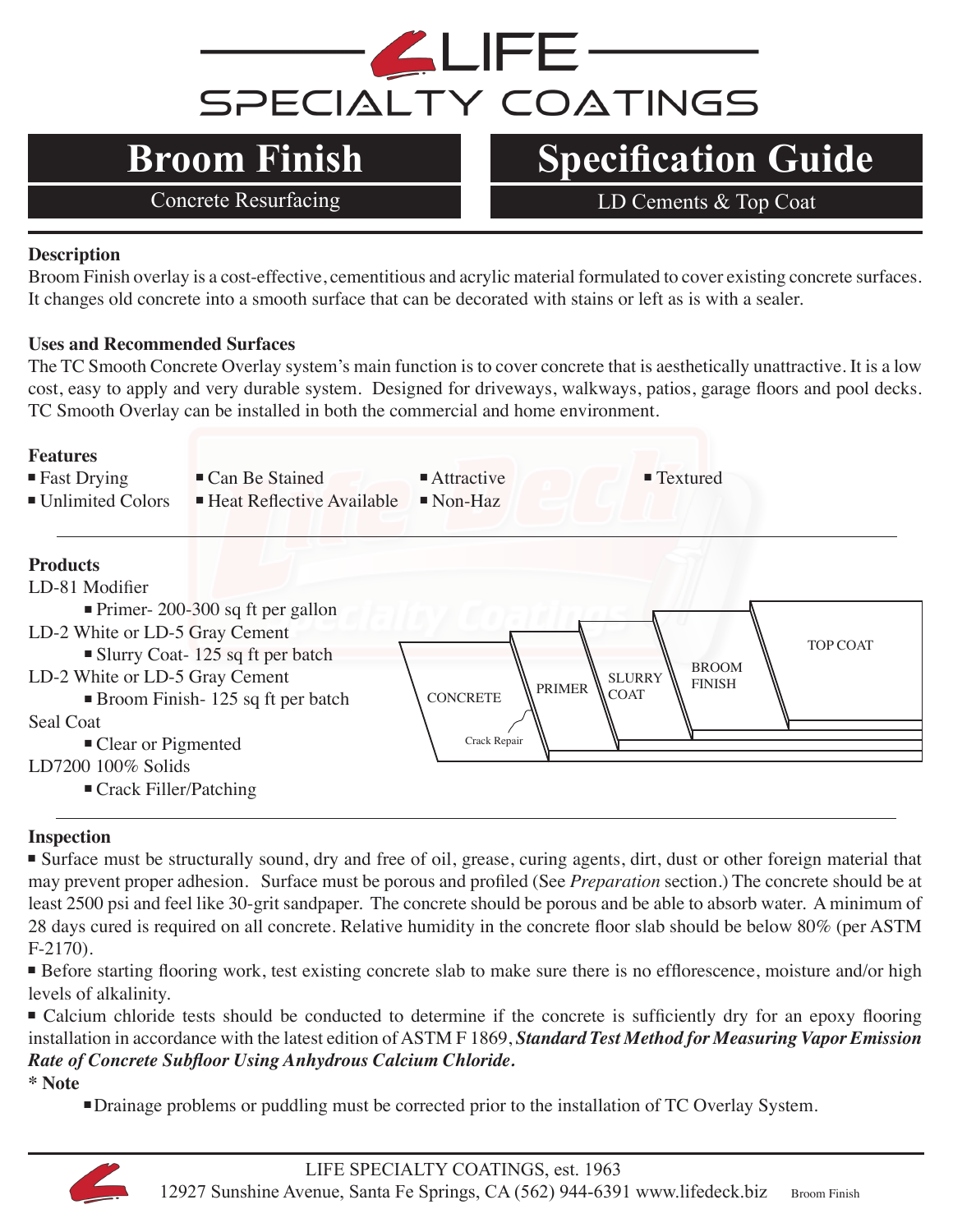# LIFE SPECIALTY COATINGS

# Broom Finish

Concrete Resurfacing

# Specification Guide

LD Cements & Top Coat

**Description**

Broom Finish overlay is a cost-effective, cementitious and acrylic material formulated to cover existing concrete surfaces. It changes old concrete into a smooth surface that can be decorated with stains or left as is with a sealer.

**Uses and Recommended Surfaces**

The TC Smooth Concrete Overlay system's main function is to cover concrete that is aesthetically unattractive. It is a low cost, easy to apply and very durable system. Designed for driveways, walkways, patios, garage floors and pool decks. TC Smooth Overlay can be installed in both the commercial and home environment.

**Features**

- Fast Drying
- Unlimited Colors
- Can Be Stained
- Heat Reflective Available
- Attractive
- Non-Haz
- Textured

**Products**

LD-81 Modifier
- Primer- 200-300 sq ft per gallon

LD-2 White or LD-5 Gray Cement
- Slurry Coat- 125 sq ft per batch

LD-2 White or LD-5 Gray Cement
- Broom Finish- 125 sq ft per batch

Seal Coat
- Clear or Pigmented

LD7200 100% Solids
- Crack Filler/Patching

CONCRETE | Crack Repair | PRIMER | SLURRY COAT | BROOM FINISH | TOP COAT

**Inspection**

- Surface must be structurally sound, dry and free of oil, grease, curing agents, dirt, dust or other foreign material that may prevent proper adhesion. Surface must be porous and profiled (See *Preparation* section.) The concrete should be at least 2500 psi and feel like 30-grit sandpaper. The concrete should be porous and be able to absorb water. A minimum of 28 days cured is required on all concrete. Relative humidity in the concrete floor slab should be below 80% (per ASTM F-2170).
- Before starting flooring work, test existing concrete slab to make sure there is no efflorescence, moisture and/or high levels of alkalinity.
- Calcium chloride tests should be conducted to determine if the concrete is sufficiently dry for an epoxy flooring installation in accordance with the latest edition of ASTM F 1869, ***Standard Test Method for Measuring Vapor Emission Rate of Concrete Subfloor Using Anhydrous Calcium Chloride.***

**\* Note**

- Drainage problems or puddling must be corrected prior to the installation of TC Overlay System.

LIFE SPECIALTY COATINGS, est. 1963
12927 Sunshine Avenue, Santa Fe Springs, CA (562) 944-6391 www.lifedeck.biz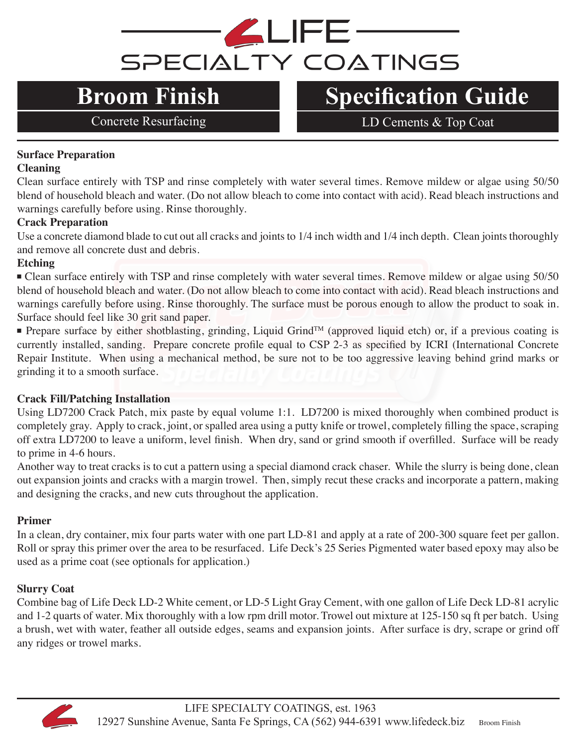# LIFE SPECIALTY COATINGS

## Broom Finish

Concrete Resurfacing

## Specification Guide

LD Cements & Top Coat

**Surface Preparation**

**Cleaning**

Clean surface entirely with TSP and rinse completely with water several times. Remove mildew or algae using 50/50 blend of household bleach and water. (Do not allow bleach to come into contact with acid). Read bleach instructions and warnings carefully before using. Rinse thoroughly.

**Crack Preparation**

Use a concrete diamond blade to cut out all cracks and joints to 1/4 inch width and 1/4 inch depth. Clean joints thoroughly and remove all concrete dust and debris.

**Etching**

- Clean surface entirely with TSP and rinse completely with water several times. Remove mildew or algae using 50/50 blend of household bleach and water. (Do not allow bleach to come into contact with acid). Read bleach instructions and warnings carefully before using. Rinse thoroughly. The surface must be porous enough to allow the product to soak in. Surface should feel like 30 grit sand paper.
- Prepare surface by either shotblasting, grinding, Liquid Grind™ (approved liquid etch) or, if a previous coating is currently installed, sanding. Prepare concrete profile equal to CSP 2-3 as specified by ICRI (International Concrete Repair Institute. When using a mechanical method, be sure not to be too aggressive leaving behind grind marks or grinding it to a smooth surface.

**Crack Fill/Patching Installation**

Using LD7200 Crack Patch, mix paste by equal volume 1:1. LD7200 is mixed thoroughly when combined product is completely gray. Apply to crack, joint, or spalled area using a putty knife or trowel, completely filling the space, scraping off extra LD7200 to leave a uniform, level finish. When dry, sand or grind smooth if overfilled. Surface will be ready to prime in 4-6 hours.

Another way to treat cracks is to cut a pattern using a special diamond crack chaser. While the slurry is being done, clean out expansion joints and cracks with a margin trowel. Then, simply recut these cracks and incorporate a pattern, making and designing the cracks, and new cuts throughout the application.

**Primer**

In a clean, dry container, mix four parts water with one part LD-81 and apply at a rate of 200-300 square feet per gallon. Roll or spray this primer over the area to be resurfaced. Life Deck's 25 Series Pigmented water based epoxy may also be used as a prime coat (see optionals for application.)

**Slurry Coat**

Combine bag of Life Deck LD-2 White cement, or LD-5 Light Gray Cement, with one gallon of Life Deck LD-81 acrylic and 1-2 quarts of water. Mix thoroughly with a low rpm drill motor. Trowel out mixture at 125-150 sq ft per batch. Using a brush, wet with water, feather all outside edges, seams and expansion joints. After surface is dry, scrape or grind off any ridges or trowel marks.

LIFE SPECIALTY COATINGS, est. 1963
12927 Sunshine Avenue, Santa Fe Springs, CA (562) 944-6391 www.lifedeck.biz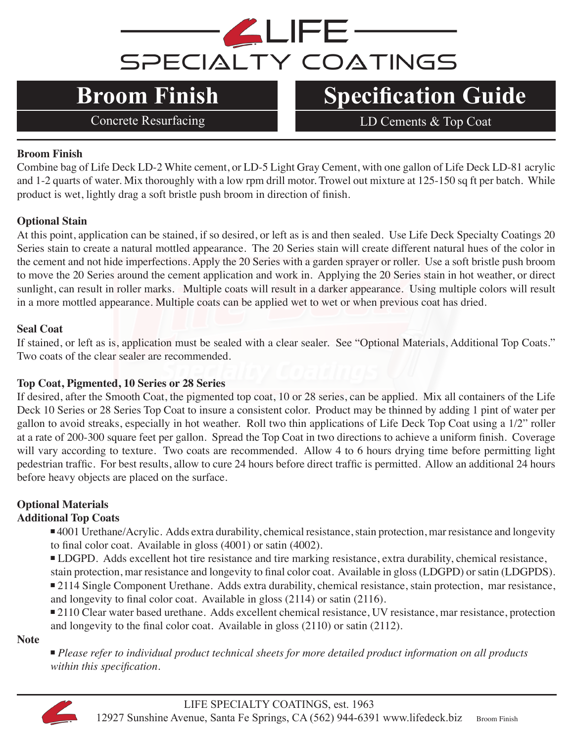# LIFE SPECIALTY COATINGS

## Broom Finish

Concrete Resurfacing

## Specification Guide

LD Cements & Top Coat

**Broom Finish**

Combine bag of Life Deck LD-2 White cement, or LD-5 Light Gray Cement, with one gallon of Life Deck LD-81 acrylic and 1-2 quarts of water. Mix thoroughly with a low rpm drill motor. Trowel out mixture at 125-150 sq ft per batch. While product is wet, lightly drag a soft bristle push broom in direction of finish.

**Optional Stain**

At this point, application can be stained, if so desired, or left as is and then sealed. Use Life Deck Specialty Coatings 20 Series stain to create a natural mottled appearance. The 20 Series stain will create different natural hues of the color in the cement and not hide imperfections. Apply the 20 Series with a garden sprayer or roller. Use a soft bristle push broom to move the 20 Series around the cement application and work in. Applying the 20 Series stain in hot weather, or direct sunlight, can result in roller marks. Multiple coats will result in a darker appearance. Using multiple colors will result in a more mottled appearance. Multiple coats can be applied wet to wet or when previous coat has dried.

**Seal Coat**

If stained, or left as is, application must be sealed with a clear sealer. See "Optional Materials, Additional Top Coats." Two coats of the clear sealer are recommended.

**Top Coat, Pigmented, 10 Series or 28 Series**

If desired, after the Smooth Coat, the pigmented top coat, 10 or 28 series, can be applied. Mix all containers of the Life Deck 10 Series or 28 Series Top Coat to insure a consistent color. Product may be thinned by adding 1 pint of water per gallon to avoid streaks, especially in hot weather. Roll two thin applications of Life Deck Top Coat using a 1/2" roller at a rate of 200-300 square feet per gallon. Spread the Top Coat in two directions to achieve a uniform finish. Coverage will vary according to texture. Two coats are recommended. Allow 4 to 6 hours drying time before permitting light pedestrian traffic. For best results, allow to cure 24 hours before direct traffic is permitted. Allow an additional 24 hours before heavy objects are placed on the surface.

**Optional Materials**
**Additional Top Coats**

- 4001 Urethane/Acrylic. Adds extra durability, chemical resistance, stain protection, mar resistance and longevity to final color coat. Available in gloss (4001) or satin (4002).
- LDGPD. Adds excellent hot tire resistance and tire marking resistance, extra durability, chemical resistance, stain protection, mar resistance and longevity to final color coat. Available in gloss (LDGPD) or satin (LDGPDS).
- 2114 Single Component Urethane. Adds extra durability, chemical resistance, stain protection, mar resistance, and longevity to final color coat. Available in gloss (2114) or satin (2116).
- 2110 Clear water based urethane. Adds excellent chemical resistance, UV resistance, mar resistance, protection and longevity to the final color coat. Available in gloss (2110) or satin (2112).

**Note**

- *Please refer to individual product technical sheets for more detailed product information on all products within this specification.*

LIFE SPECIALTY COATINGS, est. 1963
12927 Sunshine Avenue, Santa Fe Springs, CA (562) 944-6391 www.lifedeck.biz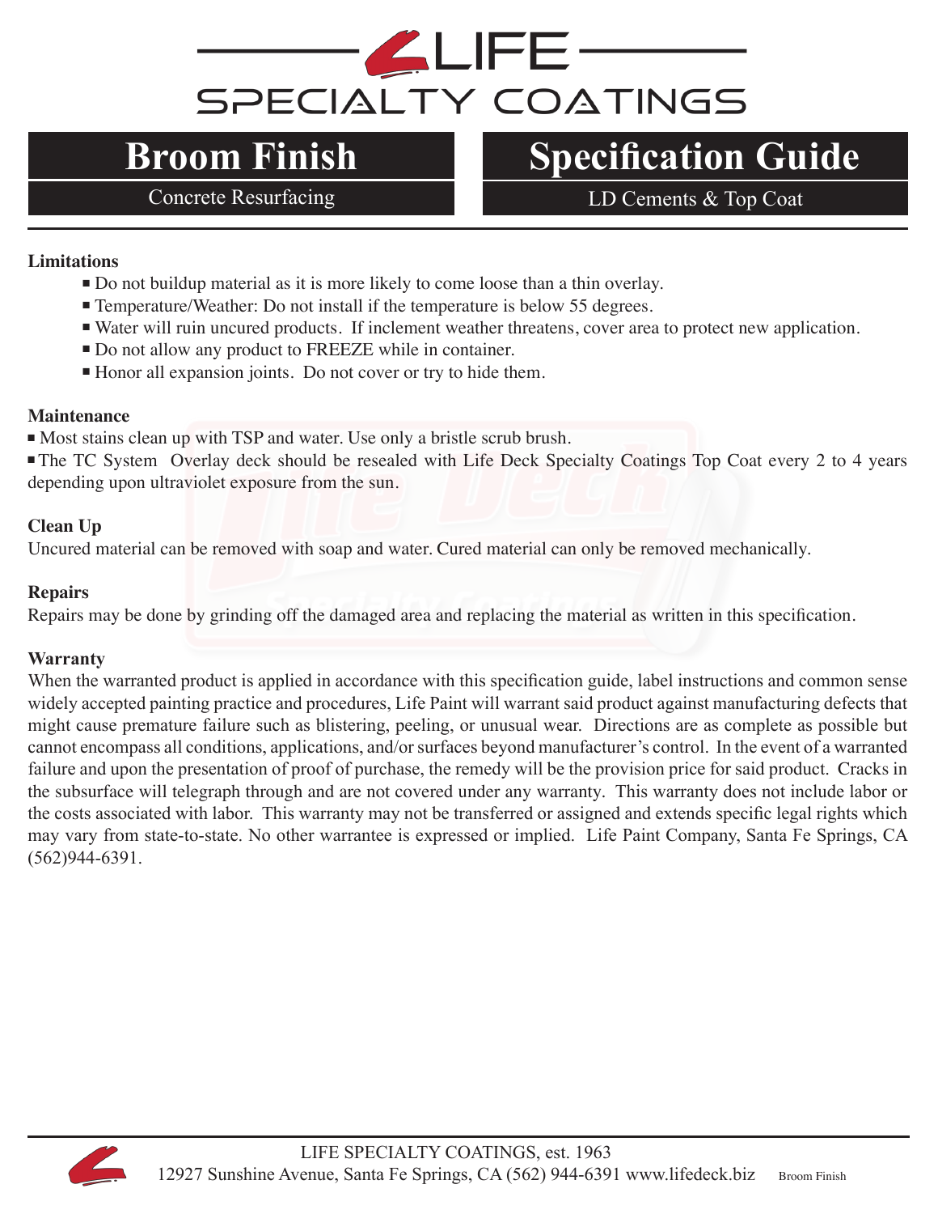# LIFE SPECIALTY COATINGS

## Broom Finish

Concrete Resurfacing

## Specification Guide

LD Cements & Top Coat

**Limitations**

- Do not buildup material as it is more likely to come loose than a thin overlay.
- Temperature/Weather: Do not install if the temperature is below 55 degrees.
- Water will ruin uncured products. If inclement weather threatens, cover area to protect new application.
- Do not allow any product to FREEZE while in container.
- Honor all expansion joints. Do not cover or try to hide them.

**Maintenance**

- Most stains clean up with TSP and water. Use only a bristle scrub brush.
- The TC System Overlay deck should be resealed with Life Deck Specialty Coatings Top Coat every 2 to 4 years depending upon ultraviolet exposure from the sun.

**Clean Up**

Uncured material can be removed with soap and water. Cured material can only be removed mechanically.

**Repairs**

Repairs may be done by grinding off the damaged area and replacing the material as written in this specification.

**Warranty**

When the warranted product is applied in accordance with this specification guide, label instructions and common sense widely accepted painting practice and procedures, Life Paint will warrant said product against manufacturing defects that might cause premature failure such as blistering, peeling, or unusual wear. Directions are as complete as possible but cannot encompass all conditions, applications, and/or surfaces beyond manufacturer's control. In the event of a warranted failure and upon the presentation of proof of purchase, the remedy will be the provision price for said product. Cracks in the subsurface will telegraph through and are not covered under any warranty. This warranty does not include labor or the costs associated with labor. This warranty may not be transferred or assigned and extends specific legal rights which may vary from state-to-state. No other warrantee is expressed or implied. Life Paint Company, Santa Fe Springs, CA (562)944-6391.